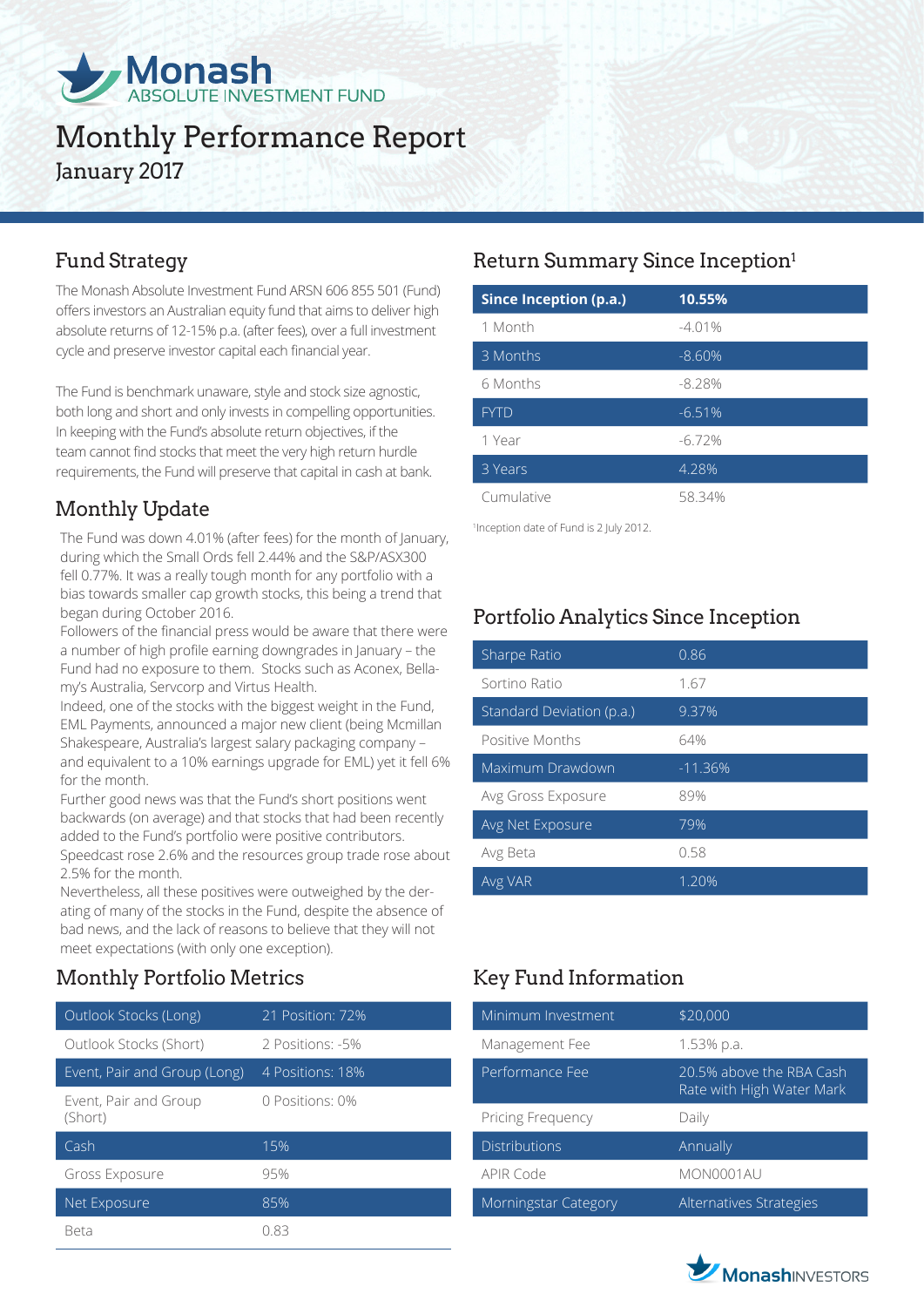# Monash ABSOLUTE INVESTMENT FUND

# Monthly Performance Report
## January 2017

## Fund Strategy

The Monash Absolute Investment Fund ARSN 606 855 501 (Fund) offers investors an Australian equity fund that aims to deliver high absolute returns of 12-15% p.a. (after fees), over a full investment cycle and preserve investor capital each financial year.

The Fund is benchmark unaware, style and stock size agnostic, both long and short and only invests in compelling opportunities. In keeping with the Fund's absolute return objectives, if the team cannot find stocks that meet the very high return hurdle requirements, the Fund will preserve that capital in cash at bank.

## Monthly Update

The Fund was down 4.01% (after fees) for the month of January, during which the Small Ords fell 2.44% and the S&P/ASX300 fell 0.77%. It was a really tough month for any portfolio with a bias towards smaller cap growth stocks, this being a trend that began during October 2016.

Followers of the financial press would be aware that there were a number of high profile earning downgrades in January – the Fund had no exposure to them. Stocks such as Aconex, Bellamy's Australia, Servcorp and Virtus Health.

Indeed, one of the stocks with the biggest weight in the Fund, EML Payments, announced a major new client (being Mcmillan Shakespeare, Australia's largest salary packaging company – and equivalent to a 10% earnings upgrade for EML) yet it fell 6% for the month.

Further good news was that the Fund's short positions went backwards (on average) and that stocks that had been recently added to the Fund's portfolio were positive contributors. Speedcast rose 2.6% and the resources group trade rose about 2.5% for the month.

Nevertheless, all these positives were outweighed by the derating of many of the stocks in the Fund, despite the absence of bad news, and the lack of reasons to believe that they will not meet expectations (with only one exception).

## Monthly Portfolio Metrics

| | |
|---|---|
| Outlook Stocks (Long) | 21 Position: 72% |
| Outlook Stocks (Short) | 2 Positions: -5% |
| Event, Pair and Group (Long) | 4 Positions: 18% |
| Event, Pair and Group (Short) | 0 Positions: 0% |
| Cash | 15% |
| Gross Exposure | 95% |
| Net Exposure | 85% |
| Beta | 0.83 |

## Return Summary Since Inception[1]

| Since Inception (p.a.) | 10.55% |
|---|---|
| 1 Month | -4.01% |
| 3 Months | -8.60% |
| 6 Months | -8.28% |
| FYTD | -6.51% |
| 1 Year | -6.72% |
| 3 Years | 4.28% |
| Cumulative | 58.34% |

[1]Inception date of Fund is 2 July 2012.

## Portfolio Analytics Since Inception

| | |
|---|---|
| Sharpe Ratio | 0.86 |
| Sortino Ratio | 1.67 |
| Standard Deviation (p.a.) | 9.37% |
| Positive Months | 64% |
| Maximum Drawdown | -11.36% |
| Avg Gross Exposure | 89% |
| Avg Net Exposure | 79% |
| Avg Beta | 0.58 |
| Avg VAR | 1.20% |

## Key Fund Information

| | |
|---|---|
| Minimum Investment | $20,000 |
| Management Fee | 1.53% p.a. |
| Performance Fee | 20.5% above the RBA Cash Rate with High Water Mark |
| Pricing Frequency | Daily |
| Distributions | Annually |
| APIR Code | MON0001AU |
| Morningstar Category | Alternatives Strategies |

MonashINVESTORS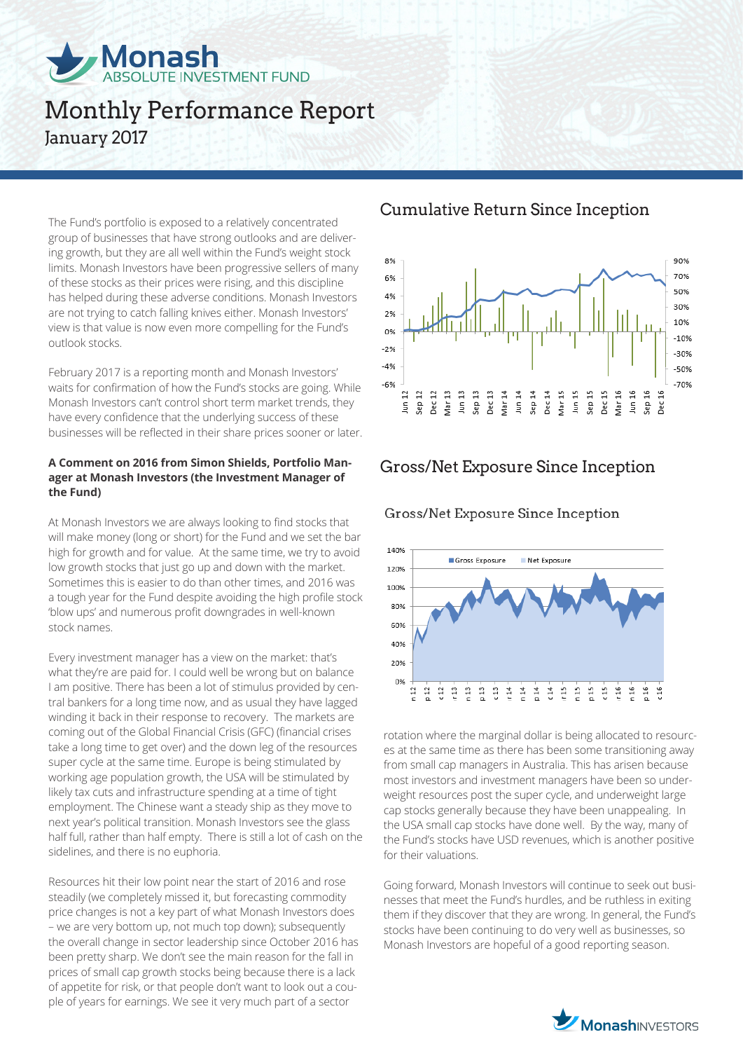# Monthly Performance Report

January 2017

The Fund's portfolio is exposed to a relatively concentrated group of businesses that have strong outlooks and are delivering growth, but they are all well within the Fund's weight stock limits. Monash Investors have been progressive sellers of many of these stocks as their prices were rising, and this discipline has helped during these adverse conditions. Monash Investors are not trying to catch falling knives either. Monash Investors' view is that value is now even more compelling for the Fund's outlook stocks.

February 2017 is a reporting month and Monash Investors' waits for confirmation of how the Fund's stocks are going. While Monash Investors can't control short term market trends, they have every confidence that the underlying success of these businesses will be reflected in their share prices sooner or later.

**A Comment on 2016 from Simon Shields, Portfolio Manager at Monash Investors (the Investment Manager of the Fund)**

At Monash Investors we are always looking to find stocks that will make money (long or short) for the Fund and we set the bar high for growth and for value. At the same time, we try to avoid low growth stocks that just go up and down with the market. Sometimes this is easier to do than other times, and 2016 was a tough year for the Fund despite avoiding the high profile stock 'blow ups' and numerous profit downgrades in well-known stock names.

Every investment manager has a view on the market: that's what they're are paid for. I could well be wrong but on balance I am positive. There has been a lot of stimulus provided by central bankers for a long time now, and as usual they have lagged winding it back in their response to recovery. The markets are coming out of the Global Financial Crisis (GFC) (financial crises take a long time to get over) and the down leg of the resources super cycle at the same time. Europe is being stimulated by working age population growth, the USA will be stimulated by likely tax cuts and infrastructure spending at a time of tight employment. The Chinese want a steady ship as they move to next year's political transition. Monash Investors see the glass half full, rather than half empty. There is still a lot of cash on the sidelines, and there is no euphoria.

Resources hit their low point near the start of 2016 and rose steadily (we completely missed it, but forecasting commodity price changes is not a key part of what Monash Investors does – we are very bottom up, not much top down); subsequently the overall change in sector leadership since October 2016 has been pretty sharp. We don't see the main reason for the fall in prices of small cap growth stocks being because there is a lack of appetite for risk, or that people don't want to look out a couple of years for earnings. We see it very much part of a sector rotation where the marginal dollar is being allocated to resources at the same time as there has been some transitioning away from small cap managers in Australia. This has arisen because most investors and investment managers have been so underweight resources post the super cycle, and underweight large cap stocks generally because they have been unappealing. In the USA small cap stocks have done well. By the way, many of the Fund's stocks have USD revenues, which is another positive for their valuations.

Going forward, Monash Investors will continue to seek out businesses that meet the Fund's hurdles, and be ruthless in exiting them if they discover that they are wrong. In general, the Fund's stocks have been continuing to do very well as businesses, so Monash Investors are hopeful of a good reporting season.

## Cumulative Return Since Inception

## Gross/Net Exposure Since Inception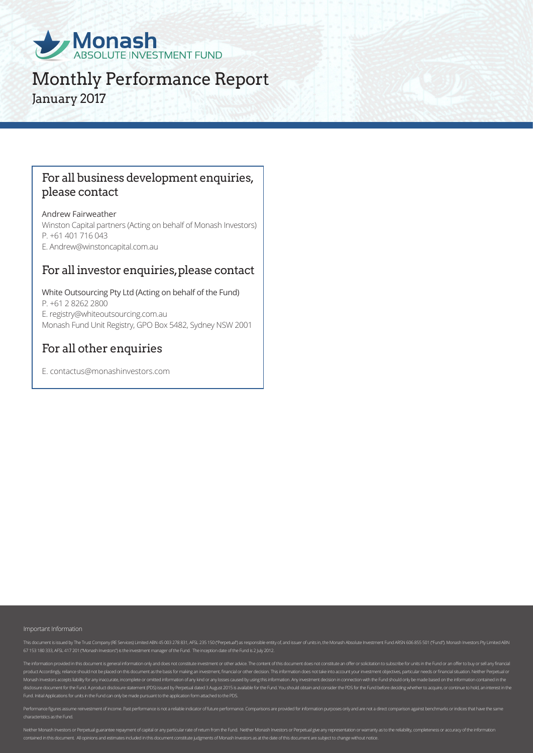# Monash

ABSOLUTE INVESTMENT FUND

# Monthly Performance Report

## January 2017

### For all business development enquiries, please contact

Andrew Fairweather
Winston Capital partners (Acting on behalf of Monash Investors)
P. +61 401 716 043
E. Andrew@winstoncapital.com.au

### For all investor enquiries, please contact

White Outsourcing Pty Ltd (Acting on behalf of the Fund)
P. +61 2 8262 2800
E. registry@whiteoutsourcing.com.au
Monash Fund Unit Registry, GPO Box 5482, Sydney NSW 2001

### For all other enquiries

E. contactus@monashinvestors.com

Important Information

This document is issued by The Trust Company (RE Services) Limited ABN 45 003 278 831, AFSL 235 150 ("Perpetual") as responsible entity of, and issuer of units in, the Monash Absolute Investment Fund ARSN 606 855 501 ("Fund"). Monash Investors Pty Limited ABN 67 153 180 333, AFSL 417 201 ("Monash Investors") is the investment manager of the Fund. The inception date of the Fund is 2 July 2012.

The information provided in this document is general information only and does not constitute investment or other advice. The content of this document does not constitute an offer or solicitation to subscribe for units in the Fund or an offer to buy or sell any financial product Accordingly, reliance should not be placed on this document as the basis for making an investment, financial or other decision. This information does not take into account your investment objectives, particular needs or financial situation. Neither Perpetual or Monash Investors accepts liability for any inaccurate, incomplete or omitted information of any kind or any losses caused by using this information. Any investment decision in connection with the Fund should only be made based on the information contained in the disclosure document for the Fund. A product disclosure statement (PDS) issued by Perpetual dated 3 August 2015 is available for the Fund. You should obtain and consider the PDS for the Fund before deciding whether to acquire, or continue to hold, an interest in the Fund. Initial Applications for units in the Fund can only be made pursuant to the application form attached to the PDS.

Performance figures assume reinvestment of income. Past performance is not a reliable indicator of future performance. Comparisons are provided for information purposes only and are not a direct comparison against benchmarks or indices that have the same characteristics as the Fund.

Neither Monash Investors or Perpetual guarantee repayment of capital or any particular rate of return from the Fund. Neither Monash Investors or Perpetual give any representation or warranty as to the reliability, completeness or accuracy of the information contained in this document. All opinions and estimates included in this document constitute judgments of Monash Investors as at the date of this document are subject to change without notice.